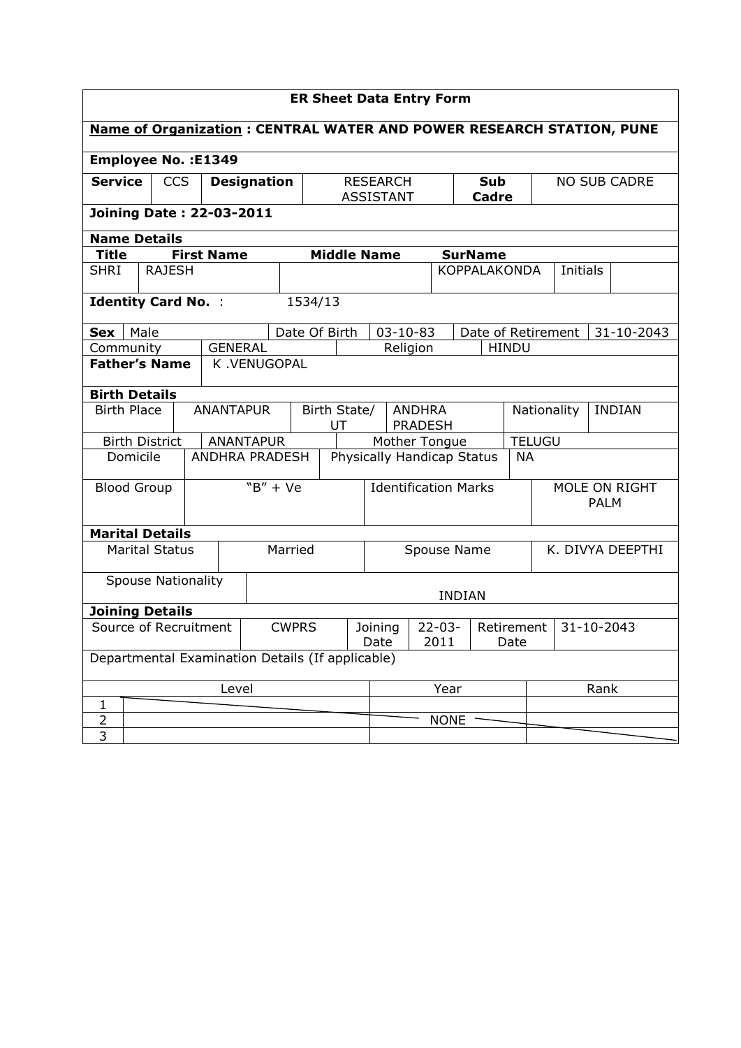# ER Sheet Data Entry Form

**Name of Organization : CENTRAL WATER AND POWER RESEARCH STATION, PUNE**

**Employee No. :E1349**

| **Service** | CCS | **Designation** | RESEARCH ASSISTANT | **Sub Cadre** | NO SUB CADRE |
|---|---|---|---|---|---|

**Joining Date : 22-03-2011**

**Name Details**

| **Title** | **First Name** | **Middle Name** | **SurName** | | |
|---|---|---|---|---|---|
| SHRI | RAJESH | | KOPPALAKONDA | Initials | |

**Identity Card No.** : 1534/13

| **Sex** | Male | Date Of Birth | 03-10-83 | Date of Retirement | 31-10-2043 |
|---|---|---|---|---|---|
| Community | GENERAL | Religion | HINDU | | |
| **Father's Name** | K .VENUGOPAL | | | | |

**Birth Details**

| Birth Place | ANANTAPUR | Birth State/ UT | ANDHRA PRADESH | Nationality | INDIAN |
|---|---|---|---|---|---|
| Birth District | ANANTAPUR | Mother Tongue | TELUGU | | |
| Domicile | ANDHRA PRADESH | Physically Handicap Status | NA | | |
| Blood Group | "B" + Ve | Identification Marks | MOLE ON RIGHT PALM | | |

**Marital Details**

| Marital Status | Married | Spouse Name | K. DIVYA DEEPTHI |
|---|---|---|---|
| Spouse Nationality | INDIAN | | |

**Joining Details**

| Source of Recruitment | CWPRS | Joining Date | 22-03-2011 | Retirement Date | 31-10-2043 |
|---|---|---|---|---|---|

Departmental Examination Details (If applicable)

| | Level | Year | Rank |
|---|---|---|---|
| 1 | | | |
| 2 | | NONE | |
| 3 | | | |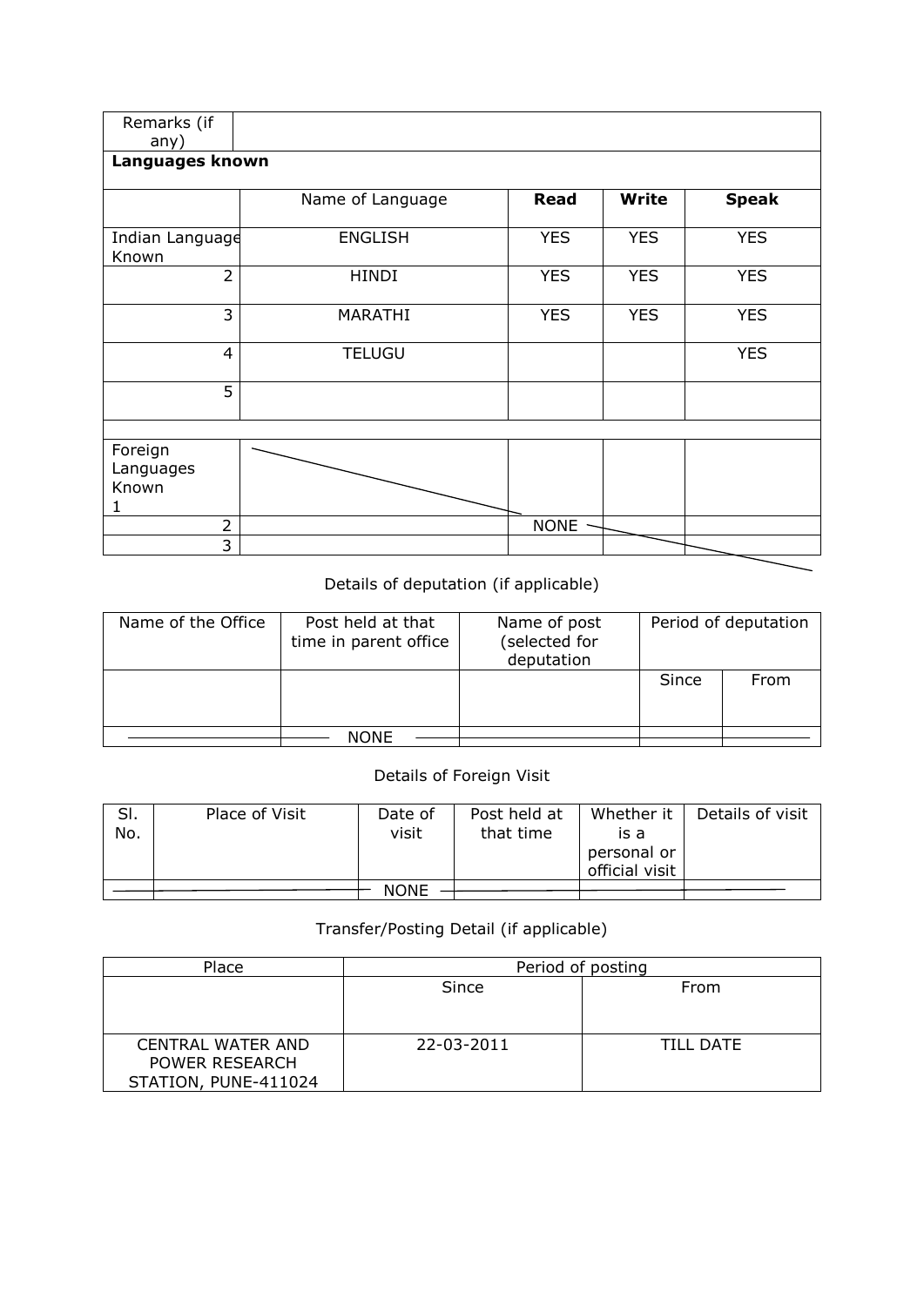| Remarks (if any) | | | | |
|---|---|---|---|---|
| **Languages known** | | | | |
| | Name of Language | **Read** | **Write** | **Speak** |
| Indian Language Known | ENGLISH | YES | YES | YES |
| 2 | HINDI | YES | YES | YES |
| 3 | MARATHI | YES | YES | YES |
| 4 | TELUGU | | | YES |
| 5 | | | | |
| | | | | |
| Foreign Languages Known 1 | | | | |
| 2 | | NONE | | |
| 3 | | | | |

Details of deputation (if applicable)

| Name of the Office | Post held at that time in parent office | Name of post (selected for deputation | Period of deputation | |
|---|---|---|---|---|
| | | | Since | From |
| | NONE | | | |

Details of Foreign Visit

| Sl. No. | Place of Visit | Date of visit | Post held at that time | Whether it is a personal or official visit | Details of visit |
|---|---|---|---|---|---|
| | | NONE | | | |

Transfer/Posting Detail (if applicable)

| Place | Period of posting | |
|---|---|---|
| | Since | From |
| CENTRAL WATER AND POWER RESEARCH STATION, PUNE-411024 | 22-03-2011 | TILL DATE |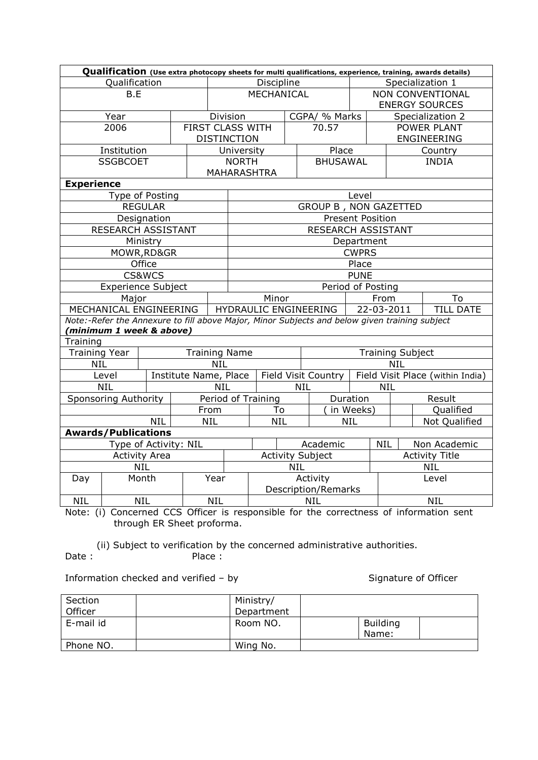**Qualification** (Use extra photocopy sheets for multi qualifications, experience, training, awards details)

| Qualification | Discipline | Specialization 1 |
|---|---|---|
| B.E | MECHANICAL | NON CONVENTIONAL ENERGY SOURCES |

| Year | Division | CGPA/ % Marks | Specialization 2 |
|---|---|---|---|
| 2006 | FIRST CLASS WITH DISTINCTION | 70.57 | POWER PLANT ENGINEERING |

| Institution | University | Place | Country |
|---|---|---|---|
| SSGBCOET | NORTH MAHARASHTRA | BHUSAWAL | INDIA |

**Experience**

| Type of Posting | Level |
|---|---|
| REGULAR | GROUP B , NON GAZETTED |
| Designation | Present Position |
| RESEARCH ASSISTANT | RESEARCH ASSISTANT |
| Ministry | Department |
| MOWR,RD&GR | CWPRS |
| Office | Place |
| CS&WCS | PUNE |
| Experience Subject | Period of Posting |

| Major | Minor | From | To |
|---|---|---|---|
| MECHANICAL ENGINEERING | HYDRAULIC ENGINEERING | 22-03-2011 | TILL DATE |

*Note:-Refer the Annexure to fill above Major, Minor Subjects and below given training subject*
***(minimum 1 week & above)***

Training

| Training Year | Training Name | Training Subject |
|---|---|---|
| NIL | NIL | NIL |

| Level | Institute Name, Place | Field Visit Country | Field Visit Place (within India) |
|---|---|---|---|
| NIL | NIL | NIL | NIL |

| Sponsoring Authority | Period of Training | | Duration | | Result |
|---|---|---|---|---|---|
| | From | To | ( in Weeks) | | Qualified |
| NIL | NIL | NIL | NIL | | Not Qualified |

**Awards/Publications**

| Type of Activity: NIL | | Academic | NIL | Non Academic |
|---|---|---|---|---|

| Activity Area | Activity Subject | Activity Title |
|---|---|---|
| NIL | NIL | NIL |

| Day | Month | Year | Activity Description/Remarks | Level |
|---|---|---|---|---|
| NIL | NIL | NIL | NIL | NIL |

Note: (i) Concerned CCS Officer is responsible for the correctness of information sent through ER Sheet proforma.

(ii) Subject to verification by the concerned administrative authorities.

Date : Place :

Information checked and verified – by Signature of Officer

| | | | | | |
|---|---|---|---|---|---|
| Section Officer | | Ministry/ Department | | | |
| E-mail id | | Room NO. | | Building Name: | |
| Phone NO. | | Wing No. | | | |